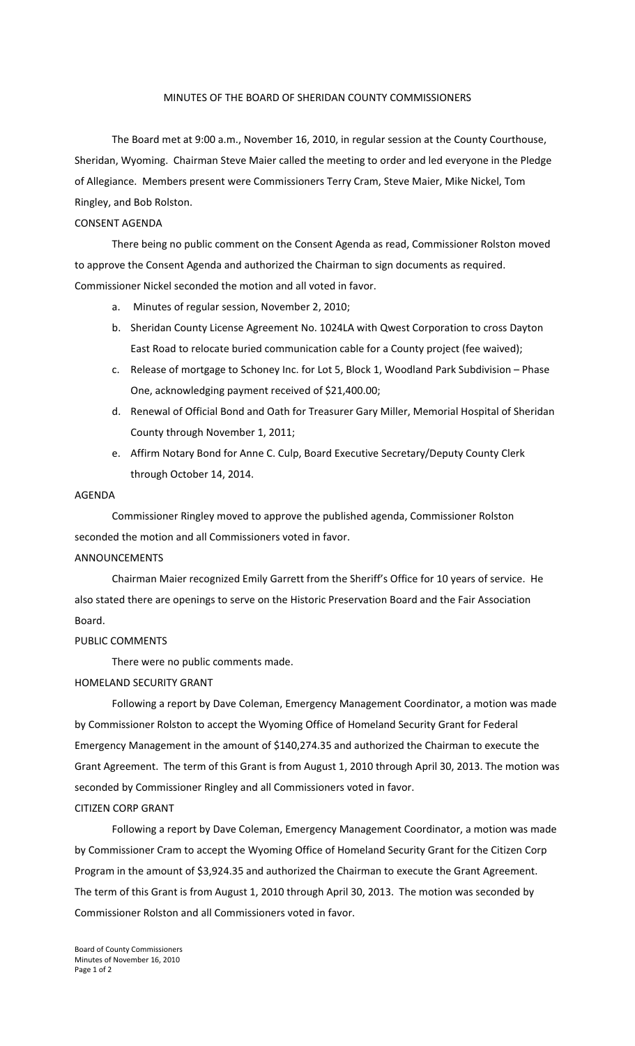# MINUTES OF THE BOARD OF SHERIDAN COUNTY COMMISSIONERS

The Board met at 9:00 a.m., November 16, 2010, in regular session at the County Courthouse, Sheridan, Wyoming. Chairman Steve Maier called the meeting to order and led everyone in the Pledge of Allegiance. Members present were Commissioners Terry Cram, Steve Maier, Mike Nickel, Tom Ringley, and Bob Rolston.

## CONSENT AGENDA

There being no public comment on the Consent Agenda as read, Commissioner Rolston moved to approve the Consent Agenda and authorized the Chairman to sign documents as required. Commissioner Nickel seconded the motion and all voted in favor.

a. Minutes of regular session, November 2, 2010;

b. Sheridan County License Agreement No. 1024LA with Qwest Corporation to cross Dayton East Road to relocate buried communication cable for a County project (fee waived);

c. Release of mortgage to Schoney Inc. for Lot 5, Block 1, Woodland Park Subdivision – Phase One, acknowledging payment received of $21,400.00;

d. Renewal of Official Bond and Oath for Treasurer Gary Miller, Memorial Hospital of Sheridan County through November 1, 2011;

e. Affirm Notary Bond for Anne C. Culp, Board Executive Secretary/Deputy County Clerk through October 14, 2014.

## AGENDA

Commissioner Ringley moved to approve the published agenda, Commissioner Rolston seconded the motion and all Commissioners voted in favor.

## ANNOUNCEMENTS

Chairman Maier recognized Emily Garrett from the Sheriff's Office for 10 years of service. He also stated there are openings to serve on the Historic Preservation Board and the Fair Association Board.

## PUBLIC COMMENTS

There were no public comments made.

## HOMELAND SECURITY GRANT

Following a report by Dave Coleman, Emergency Management Coordinator, a motion was made by Commissioner Rolston to accept the Wyoming Office of Homeland Security Grant for Federal Emergency Management in the amount of $140,274.35 and authorized the Chairman to execute the Grant Agreement. The term of this Grant is from August 1, 2010 through April 30, 2013. The motion was seconded by Commissioner Ringley and all Commissioners voted in favor.

## CITIZEN CORP GRANT

Following a report by Dave Coleman, Emergency Management Coordinator, a motion was made by Commissioner Cram to accept the Wyoming Office of Homeland Security Grant for the Citizen Corp Program in the amount of $3,924.35 and authorized the Chairman to execute the Grant Agreement. The term of this Grant is from August 1, 2010 through April 30, 2013. The motion was seconded by Commissioner Rolston and all Commissioners voted in favor.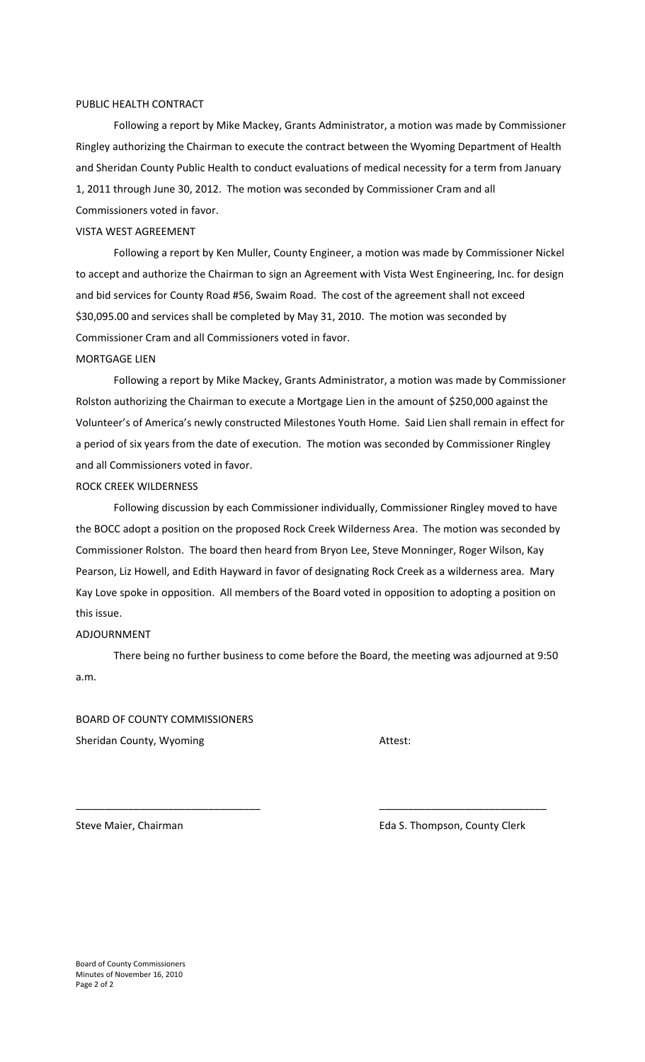PUBLIC HEALTH CONTRACT

Following a report by Mike Mackey, Grants Administrator, a motion was made by Commissioner Ringley authorizing the Chairman to execute the contract between the Wyoming Department of Health and Sheridan County Public Health to conduct evaluations of medical necessity for a term from January 1, 2011 through June 30, 2012. The motion was seconded by Commissioner Cram and all Commissioners voted in favor.

VISTA WEST AGREEMENT

Following a report by Ken Muller, County Engineer, a motion was made by Commissioner Nickel to accept and authorize the Chairman to sign an Agreement with Vista West Engineering, Inc. for design and bid services for County Road #56, Swaim Road. The cost of the agreement shall not exceed $30,095.00 and services shall be completed by May 31, 2010. The motion was seconded by Commissioner Cram and all Commissioners voted in favor.

MORTGAGE LIEN

Following a report by Mike Mackey, Grants Administrator, a motion was made by Commissioner Rolston authorizing the Chairman to execute a Mortgage Lien in the amount of $250,000 against the Volunteer's of America's newly constructed Milestones Youth Home. Said Lien shall remain in effect for a period of six years from the date of execution. The motion was seconded by Commissioner Ringley and all Commissioners voted in favor.

ROCK CREEK WILDERNESS

Following discussion by each Commissioner individually, Commissioner Ringley moved to have the BOCC adopt a position on the proposed Rock Creek Wilderness Area. The motion was seconded by Commissioner Rolston. The board then heard from Bryon Lee, Steve Monninger, Roger Wilson, Kay Pearson, Liz Howell, and Edith Hayward in favor of designating Rock Creek as a wilderness area. Mary Kay Love spoke in opposition. All members of the Board voted in opposition to adopting a position on this issue.

ADJOURNMENT

There being no further business to come before the Board, the meeting was adjourned at 9:50 a.m.

BOARD OF COUNTY COMMISSIONERS

Sheridan County, Wyoming

Attest:

_______________________________

Steve Maier, Chairman

_____________________________

Eda S. Thompson, County Clerk

Board of County Commissioners
Minutes of November 16, 2010